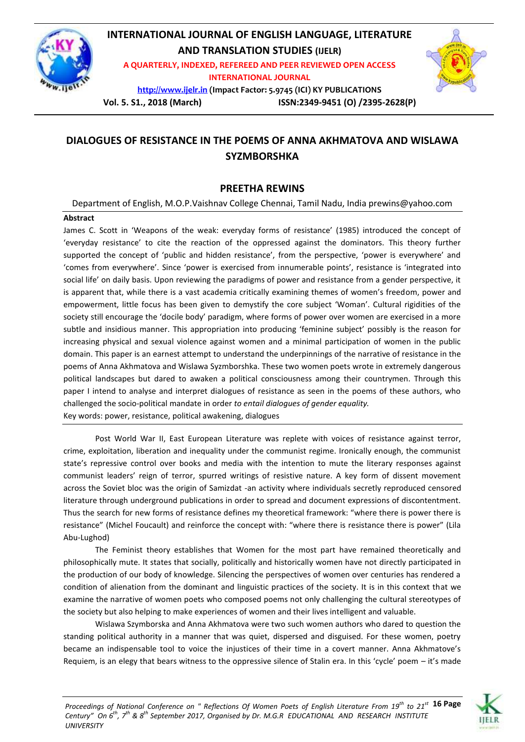# DIALOGUES OF RESISTANCE IN THE POEMS OF ANNA AKHMATOVA AND WISLAWA SYZMBORSHKA

## PREETHA REWINS

Department of English, M.O.P.Vaishnav College Chennai, Tamil Nadu, India prewins@yahoo.com

**Abstract**

James C. Scott in 'Weapons of the weak: everyday forms of resistance' (1985) introduced the concept of 'everyday resistance' to cite the reaction of the oppressed against the dominators. This theory further supported the concept of 'public and hidden resistance', from the perspective, 'power is everywhere' and 'comes from everywhere'. Since 'power is exercised from innumerable points', resistance is 'integrated into social life' on daily basis. Upon reviewing the paradigms of power and resistance from a gender perspective, it is apparent that, while there is a vast academia critically examining themes of women's freedom, power and empowerment, little focus has been given to demystify the core subject 'Woman'. Cultural rigidities of the society still encourage the 'docile body' paradigm, where forms of power over women are exercised in a more subtle and insidious manner. This appropriation into producing 'feminine subject' possibly is the reason for increasing physical and sexual violence against women and a minimal participation of women in the public domain. This paper is an earnest attempt to understand the underpinnings of the narrative of resistance in the poems of Anna Akhmatova and Wislawa Syzmborshka. These two women poets wrote in extremely dangerous political landscapes but dared to awaken a political consciousness among their countrymen. Through this paper I intend to analyse and interpret dialogues of resistance as seen in the poems of these authors, who challenged the socio-political mandate in order *to entail dialogues of gender equality.*

Key words: power, resistance, political awakening, dialogues

Post World War II, East European Literature was replete with voices of resistance against terror, crime, exploitation, liberation and inequality under the communist regime. Ironically enough, the communist state's repressive control over books and media with the intention to mute the literary responses against communist leaders' reign of terror, spurred writings of resistive nature. A key form of dissent movement across the Soviet bloc was the origin of Samizdat -an activity where individuals secretly reproduced censored literature through underground publications in order to spread and document expressions of discontentment. Thus the search for new forms of resistance defines my theoretical framework: "where there is power there is resistance" (Michel Foucault) and reinforce the concept with: "where there is resistance there is power" (Lila Abu-Lughod)

The Feminist theory establishes that Women for the most part have remained theoretically and philosophically mute. It states that socially, politically and historically women have not directly participated in the production of our body of knowledge. Silencing the perspectives of women over centuries has rendered a condition of alienation from the dominant and linguistic practices of the society. It is in this context that we examine the narrative of women poets who composed poems not only challenging the cultural stereotypes of the society but also helping to make experiences of women and their lives intelligent and valuable.

Wislawa Szymborska and Anna Akhmatova were two such women authors who dared to question the standing political authority in a manner that was quiet, dispersed and disguised. For these women, poetry became an indispensable tool to voice the injustices of their time in a covert manner. Anna Akhmatove's Requiem, is an elegy that bears witness to the oppressive silence of Stalin era. In this 'cycle' poem – it's made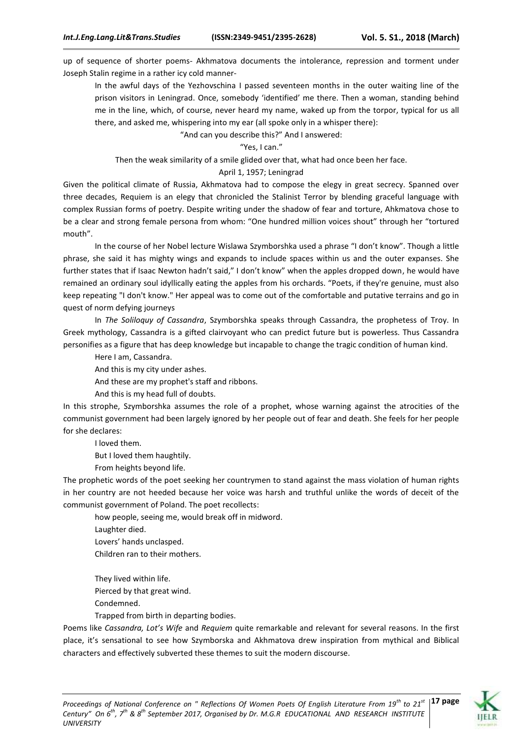up of sequence of shorter poems- Akhmatova documents the intolerance, repression and torment under Joseph Stalin regime in a rather icy cold manner-

> In the awful days of the Yezhovschina I passed seventeen months in the outer waiting line of the prison visitors in Leningrad. Once, somebody 'identified' me there. Then a woman, standing behind me in the line, which, of course, never heard my name, waked up from the torpor, typical for us all there, and asked me, whispering into my ear (all spoke only in a whisper there):
>
> "And can you describe this?" And I answered:
>
> "Yes, I can."
>
> Then the weak similarity of a smile glided over that, what had once been her face.
>
> April 1, 1957; Leningrad

Given the political climate of Russia, Akhmatova had to compose the elegy in great secrecy. Spanned over three decades, Requiem is an elegy that chronicled the Stalinist Terror by blending graceful language with complex Russian forms of poetry. Despite writing under the shadow of fear and torture, Ahkmatova chose to be a clear and strong female persona from whom: "One hundred million voices shout" through her "tortured mouth".

In the course of her Nobel lecture Wislawa Szymborshka used a phrase "I don't know". Though a little phrase, she said it has mighty wings and expands to include spaces within us and the outer expanses. She further states that if Isaac Newton hadn't said," I don't know" when the apples dropped down, he would have remained an ordinary soul idyllically eating the apples from his orchards. "Poets, if they're genuine, must also keep repeating "I don't know." Her appeal was to come out of the comfortable and putative terrains and go in quest of norm defying journeys

In *The Soliloquy of Cassandra*, Szymborshka speaks through Cassandra, the prophetess of Troy. In Greek mythology, Cassandra is a gifted clairvoyant who can predict future but is powerless. Thus Cassandra personifies as a figure that has deep knowledge but incapable to change the tragic condition of human kind.

> Here I am, Cassandra.
> And this is my city under ashes.
> And these are my prophet's staff and ribbons.
> And this is my head full of doubts.

In this strophe, Szymborshka assumes the role of a prophet, whose warning against the atrocities of the communist government had been largely ignored by her people out of fear and death. She feels for her people for she declares:

> I loved them.
> But I loved them haughtily.
> From heights beyond life.

The prophetic words of the poet seeking her countrymen to stand against the mass violation of human rights in her country are not heeded because her voice was harsh and truthful unlike the words of deceit of the communist government of Poland. The poet recollects:

> how people, seeing me, would break off in midword.
> Laughter died.
> Lovers' hands unclasped.
> Children ran to their mothers.
>
> They lived within life.
> Pierced by that great wind.
> Condemned.
> Trapped from birth in departing bodies.

Poems like *Cassandra, Lot's Wife* and *Requiem* quite remarkable and relevant for several reasons. In the first place, it's sensational to see how Szymborska and Akhmatova drew inspiration from mythical and Biblical characters and effectively subverted these themes to suit the modern discourse.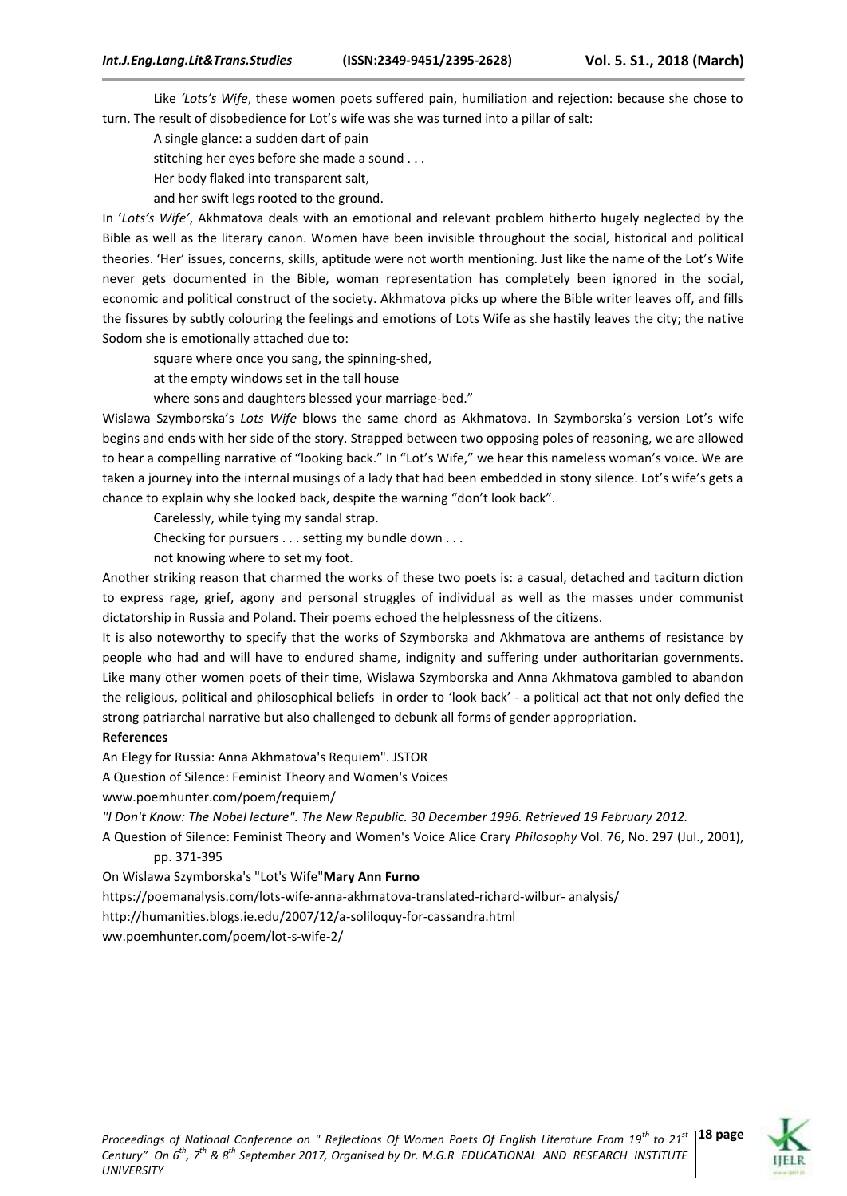Like *'Lots's Wife*, these women poets suffered pain, humiliation and rejection: because she chose to turn. The result of disobedience for Lot's wife was she was turned into a pillar of salt:

A single glance: a sudden dart of pain
stitching her eyes before she made a sound . . .
Her body flaked into transparent salt,
and her swift legs rooted to the ground.

In '*Lots's Wife'*, Akhmatova deals with an emotional and relevant problem hitherto hugely neglected by the Bible as well as the literary canon. Women have been invisible throughout the social, historical and political theories. 'Her' issues, concerns, skills, aptitude were not worth mentioning. Just like the name of the Lot's Wife never gets documented in the Bible, woman representation has completely been ignored in the social, economic and political construct of the society. Akhmatova picks up where the Bible writer leaves off, and fills the fissures by subtly colouring the feelings and emotions of Lots Wife as she hastily leaves the city; the native Sodom she is emotionally attached due to:

square where once you sang, the spinning-shed,
at the empty windows set in the tall house
where sons and daughters blessed your marriage-bed."

Wislawa Szymborska's *Lots Wife* blows the same chord as Akhmatova. In Szymborska's version Lot's wife begins and ends with her side of the story. Strapped between two opposing poles of reasoning, we are allowed to hear a compelling narrative of "looking back." In "Lot's Wife," we hear this nameless woman's voice. We are taken a journey into the internal musings of a lady that had been embedded in stony silence. Lot's wife's gets a chance to explain why she looked back, despite the warning "don't look back".

Carelessly, while tying my sandal strap.
Checking for pursuers . . . setting my bundle down . . .
not knowing where to set my foot.

Another striking reason that charmed the works of these two poets is: a casual, detached and taciturn diction to express rage, grief, agony and personal struggles of individual as well as the masses under communist dictatorship in Russia and Poland. Their poems echoed the helplessness of the citizens.

It is also noteworthy to specify that the works of Szymborska and Akhmatova are anthems of resistance by people who had and will have to endured shame, indignity and suffering under authoritarian governments. Like many other women poets of their time, Wislawa Szymborska and Anna Akhmatova gambled to abandon the religious, political and philosophical beliefs in order to 'look back' - a political act that not only defied the strong patriarchal narrative but also challenged to debunk all forms of gender appropriation.

**References**

An Elegy for Russia: Anna Akhmatova's Requiem". JSTOR

A Question of Silence: Feminist Theory and Women's Voices

www.poemhunter.com/poem/requiem/

*"I Don't Know: The Nobel lecture". The New Republic. 30 December 1996. Retrieved 19 February 2012.*

A Question of Silence: Feminist Theory and Women's Voice Alice Crary *Philosophy* Vol. 76, No. 297 (Jul., 2001), pp. 371-395

On Wislawa Szymborska's "Lot's Wife"**Mary Ann Furno**

https://poemanalysis.com/lots-wife-anna-akhmatova-translated-richard-wilbur- analysis/

http://humanities.blogs.ie.edu/2007/12/a-soliloquy-for-cassandra.html

ww.poemhunter.com/poem/lot-s-wife-2/